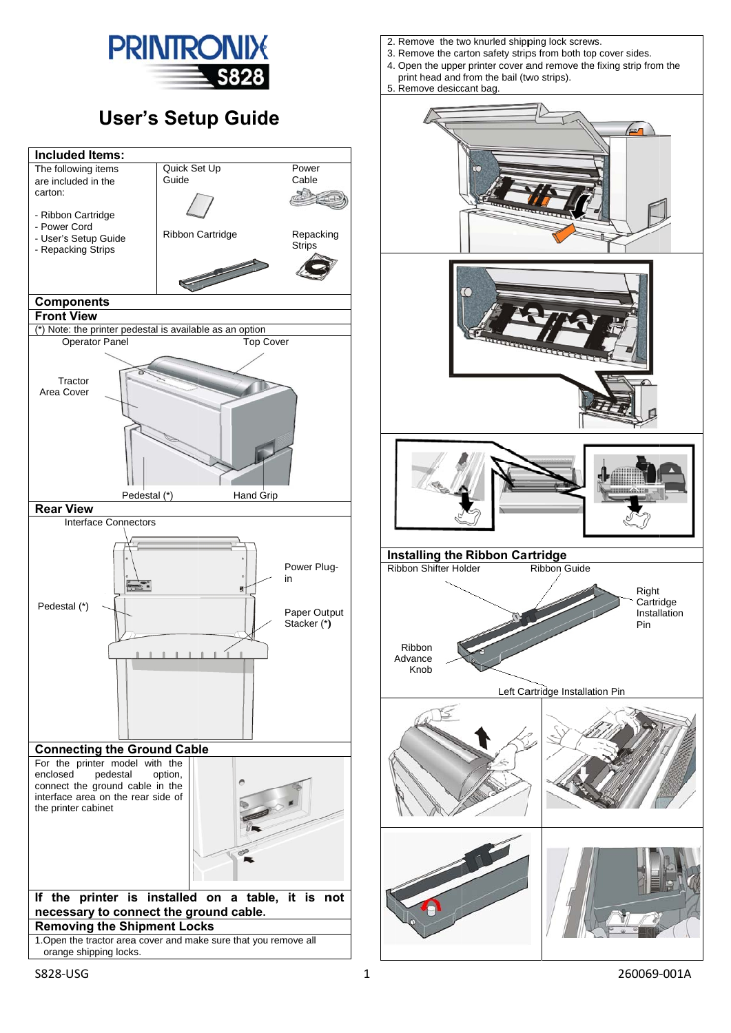# PRINTRONIX S828

# User's Setup Guide

## Included Items:

The following items are included in the carton:

- Ribbon Cartridge
- Power Cord
- User's Setup Guide
- Repacking Strips

Quick Set Up Guide

Power Cable

Ribbon Cartridge

Repacking Strips

## Components

### Front View

(*) Note: the printer pedestal is available as an option

Operator Panel

Top Cover

Tractor Area Cover

Pedestal (*)

Hand Grip

### Rear View

Interface Connectors

Power Plug-in

Pedestal (*)

Paper Output Stacker (*)

## Connecting the Ground Cable

For the printer model with the enclosed pedestal option, connect the ground cable in the interface area on the rear side of the printer cabinet

**If the printer is installed on a table, it is not necessary to connect the ground cable.**

## Removing the Shipment Locks

1. Open the tractor area cover and make sure that you remove all orange shipping locks.
2. Remove the two knurled shipping lock screws.
3. Remove the carton safety strips from both top cover sides.
4. Open the upper printer cover and remove the fixing strip from the print head and from the bail (two strips).
5. Remove desiccant bag.

## Installing the Ribbon Cartridge

Ribbon Shifter Holder

Ribbon Guide

Right Cartridge Installation Pin

Ribbon Advance Knob

Left Cartridge Installation Pin

S828-USG

260069-001A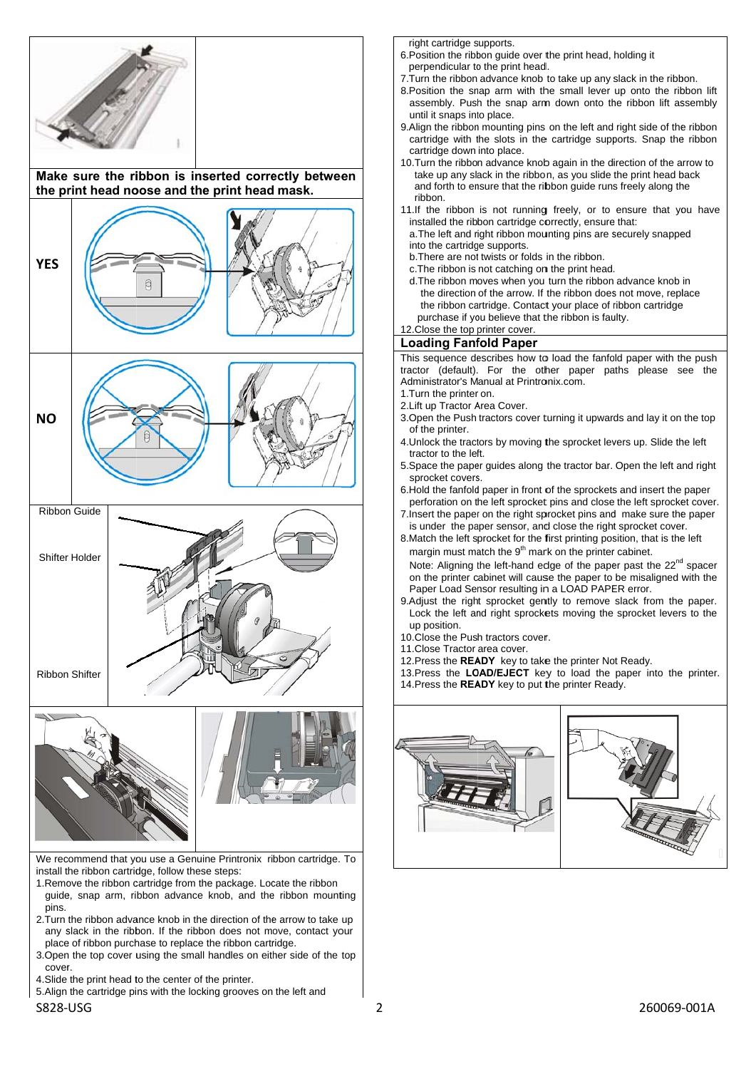**Make sure the ribbon is inserted correctly between the print head noose and the print head mask.**

**YES**

**NO**

Ribbon Guide

Shifter Holder

Ribbon Shifter

We recommend that you use a Genuine Printronix ribbon cartridge. To install the ribbon cartridge, follow these steps:

1. Remove the ribbon cartridge from the package. Locate the ribbon guide, snap arm, ribbon advance knob, and the ribbon mounting pins.
2. Turn the ribbon advance knob in the direction of the arrow to take up any slack in the ribbon. If the ribbon does not move, contact your place of ribbon purchase to replace the ribbon cartridge.
3. Open the top cover using the small handles on either side of the top cover.
4. Slide the print head to the center of the printer.
5. Align the cartridge pins with the locking grooves on the left and right cartridge supports.
6. Position the ribbon guide over the print head, holding it perpendicular to the print head.
7. Turn the ribbon advance knob to take up any slack in the ribbon.
8. Position the snap arm with the small lever up onto the ribbon lift assembly. Push the snap arm down onto the ribbon lift assembly until it snaps into place.
9. Align the ribbon mounting pins on the left and right side of the ribbon cartridge with the slots in the cartridge supports. Snap the ribbon cartridge down into place.
10. Turn the ribbon advance knob again in the direction of the arrow to take up any slack in the ribbon, as you slide the print head back and forth to ensure that the ribbon guide runs freely along the ribbon.
11. If the ribbon is not running freely, or to ensure that you have installed the ribbon cartridge correctly, ensure that:
    a. The left and right ribbon mounting pins are securely snapped into the cartridge supports.
    b. There are not twists or folds in the ribbon.
    c. The ribbon is not catching on the print head.
    d. The ribbon moves when you turn the ribbon advance knob in the direction of the arrow. If the ribbon does not move, replace the ribbon cartridge. Contact your place of ribbon cartridge purchase if you believe that the ribbon is faulty.
12. Close the top printer cover.

## Loading Fanfold Paper

This sequence describes how to load the fanfold paper with the push tractor (default). For the other paper paths please see the Administrator's Manual at Printronix.com.

1. Turn the printer on.
2. Lift up Tractor Area Cover.
3. Open the Push tractors cover turning it upwards and lay it on the top of the printer.
4. Unlock the tractors by moving the sprocket levers up. Slide the left tractor to the left.
5. Space the paper guides along the tractor bar. Open the left and right sprocket covers.
6. Hold the fanfold paper in front of the sprockets and insert the paper perforation on the left sprocket pins and close the left sprocket cover.
7. Insert the paper on the right sprocket pins and make sure the paper is under the paper sensor, and close the right sprocket cover.
8. Match the left sprocket for the first printing position, that is the left margin must match the 9th mark on the printer cabinet.
   Note: Aligning the left-hand edge of the paper past the 22nd spacer on the printer cabinet will cause the paper to be misaligned with the Paper Load Sensor resulting in a LOAD PAPER error.
9. Adjust the right sprocket gently to remove slack from the paper. Lock the left and right sprockets moving the sprocket levers to the up position.
10. Close the Push tractors cover.
11. Close Tractor area cover.
12. Press the **READY** key to take the printer Not Ready.
13. Press the **LOAD/EJECT** key to load the paper into the printer.
14. Press the **READY** key to put the printer Ready.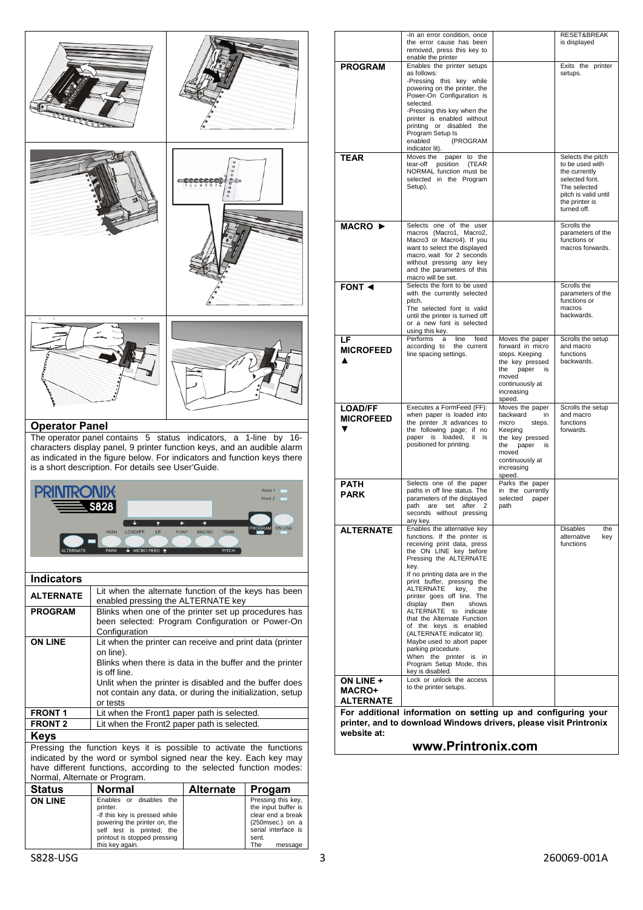## Operator Panel

The operator panel contains 5 status indicators, a 1-line by 16-characters display panel, 9 printer function keys, and an audible alarm as indicated in the figure below. For indicators and function keys there is a short description. For details see User'Guide.

PRINTRONIX
S828
Front 1
Front 2
PATH LOADFF LF FONT MACRO TEAR
PROGRAM ON LINE
ALTERNATE PARK MICRO FEED PITCH

### Indicators

| | |
|---|---|
| **ALTERNATE** | Lit when the alternate function of the keys has been enabled pressing the ALTERNATE key |
| **PROGRAM** | Blinks when one of the printer set up procedures has been selected: Program Configuration or Power-On Configuration |
| **ON LINE** | Lit when the printer can receive and print data (printer on line). Blinks when there is data in the buffer and the printer is off line. Unlit when the printer is disabled and the buffer does not contain any data, or during the initialization, setup or tests |
| **FRONT 1** | Lit when the Front1 paper path is selected. |
| **FRONT 2** | Lit when the Front2 paper path is selected. |

### Keys

Pressing the function keys it is possible to activate the functions indicated by the word or symbol signed near the key. Each key may have different functions, according to the selected function modes: Normal, Alternate or Program.

| Status | Normal | Alternate | Progam |
|---|---|---|---|
| **ON LINE** | Enables or disables the printer. -If this key is pressed while powering the printer on, the self test is printed; the printout is stopped pressing this key again. -In an error condition, once the error cause has been removed, press this key to enable the printer | | Pressing this key, the input buffer is clear end a break (250msec.) on a serial interface is sent. The message RESET&BREAK is displayed |
| **PROGRAM** | Enables the printer setups as follows: -Pressing this key while powering on the printer, the Power-On Configuration is selected. -Pressing this key when the printer is enabled without printing or disabled the Program Setup Is enabled (PROGRAM indicator lit). | | Exits the printer setups. |
| **TEAR** | Moves the paper to the tear-off position (TEAR NORMAL function must be selected in the Program Setup). | | Selects the pitch to be used with the currently selected font. The selected pitch is valid until the printer is turned off. |
| **MACRO ►** | Selects one of the user macros (Macro1, Macro2, Macro3 or Macro4). If you want to select the displayed macro, wait for 2 seconds without pressing any key and the parameters of this macro will be set. | | Scrolls the parameters of the functions or macros forwards. |
| **FONT ◄** | Selects the font to be used with the currently selected pitch. The selected font is valid until the printer is turned off or a new font is selected using this key. | | Scrolls the parameters of the functions or macros backwards. |
| **LF MICROFEED ▲** | Performs a line feed according to the current line spacing settings. | Moves the paper forward in micro steps. Keeping the key pressed the paper is moved continuously at increasing speed. | Scrolls the setup and macro functions backwards. |
| **LOAD/FF MICROFEED ▼** | Executes a FormFeed (FF): when paper is loaded into the printer ,It advances to the following page; if no paper is loaded, it is positioned for printing. | Moves the paper backward in micro steps. Keeping the key pressed the paper is moved continuously at increasing speed. | Scrolls the setup and macro functions forwards. |
| **PATH PARK** | Selects one of the paper paths in off line status. The parameters of the displayed path are set after 2 seconds without pressing any key. | Parks the paper in the currently selected paper path | |
| **ALTERNATE** | Enables the alternative key functions. If the printer is receiving print data, press the ON LINE key before Pressing the ALTERNATE key. If no printing data are in the print buffer, pressing the ALTERNATE key, the printer goes off line. The display then shows ALTERNATE to indicate that the Alternate Function of the keys is enabled (ALTERNATE indicator lit). Maybe used to abort paper parking procedure. When the printer is in Program Setup Mode, this key is disabled. | | Disables the alternative key functions |
| **ON LINE + MACRO+ ALTERNATE** | Lock or unlock the access to the printer setups. | | |

**For additional information on setting up and configuring your printer, and to download Windows drivers, please visit Printronix website at:**

**www.Printronix.com**